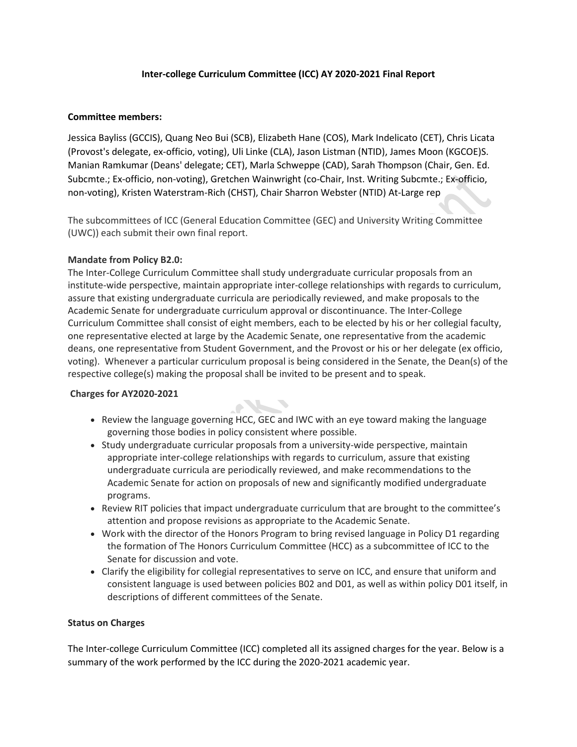**Inter-college Curriculum Committee (ICC) AY 2020-2021 Final Report**

**Committee members:**

Jessica Bayliss (GCCIS), Quang Neo Bui (SCB), Elizabeth Hane (COS), Mark Indelicato (CET), Chris Licata (Provost's delegate, ex-officio, voting), Uli Linke (CLA), Jason Listman (NTID), James Moon (KGCOE)S. Manian Ramkumar (Deans' delegate; CET), Marla Schweppe (CAD), Sarah Thompson (Chair, Gen. Ed. Subcmte.; Ex-officio, non-voting), Gretchen Wainwright (co-Chair, Inst. Writing Subcmte.; Ex-officio, non-voting), Kristen Waterstram-Rich (CHST), Chair Sharron Webster (NTID) At-Large rep

The subcommittees of ICC (General Education Committee (GEC) and University Writing Committee (UWC)) each submit their own final report.

**Mandate from Policy B2.0:**

The Inter-College Curriculum Committee shall study undergraduate curricular proposals from an institute-wide perspective, maintain appropriate inter-college relationships with regards to curriculum, assure that existing undergraduate curricula are periodically reviewed, and make proposals to the Academic Senate for undergraduate curriculum approval or discontinuance. The Inter-College Curriculum Committee shall consist of eight members, each to be elected by his or her collegial faculty, one representative elected at large by the Academic Senate, one representative from the academic deans, one representative from Student Government, and the Provost or his or her delegate (ex officio, voting). Whenever a particular curriculum proposal is being considered in the Senate, the Dean(s) of the respective college(s) making the proposal shall be invited to be present and to speak.

**Charges for AY2020-2021**

- Review the language governing HCC, GEC and IWC with an eye toward making the language governing those bodies in policy consistent where possible.
- Study undergraduate curricular proposals from a university-wide perspective, maintain appropriate inter-college relationships with regards to curriculum, assure that existing undergraduate curricula are periodically reviewed, and make recommendations to the Academic Senate for action on proposals of new and significantly modified undergraduate programs.
- Review RIT policies that impact undergraduate curriculum that are brought to the committee's attention and propose revisions as appropriate to the Academic Senate.
- Work with the director of the Honors Program to bring revised language in Policy D1 regarding the formation of The Honors Curriculum Committee (HCC) as a subcommittee of ICC to the Senate for discussion and vote.
- Clarify the eligibility for collegial representatives to serve on ICC, and ensure that uniform and consistent language is used between policies B02 and D01, as well as within policy D01 itself, in descriptions of different committees of the Senate.

**Status on Charges**

The Inter-college Curriculum Committee (ICC) completed all its assigned charges for the year. Below is a summary of the work performed by the ICC during the 2020-2021 academic year.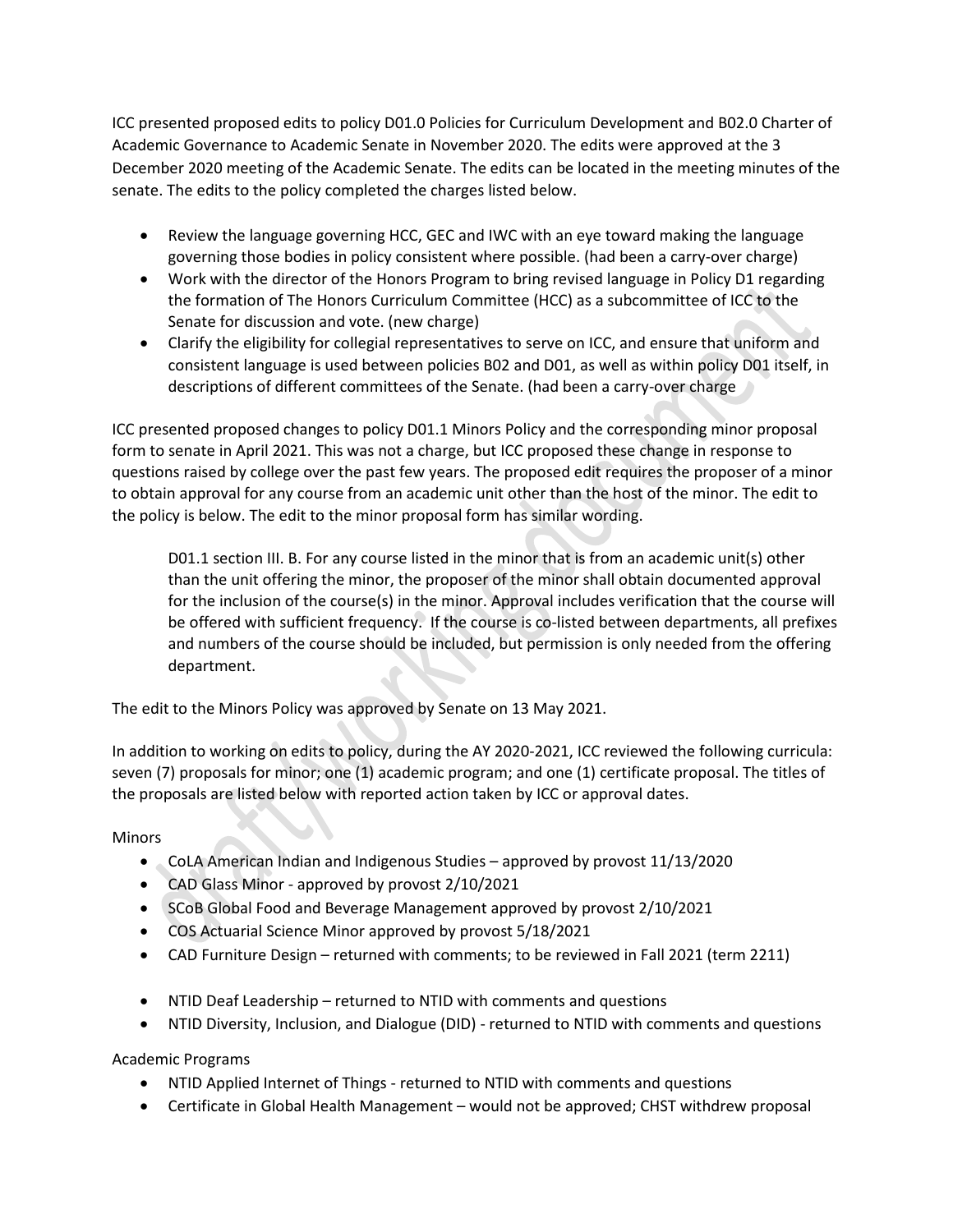ICC presented proposed edits to policy D01.0 Policies for Curriculum Development and B02.0 Charter of Academic Governance to Academic Senate in November 2020. The edits were approved at the 3 December 2020 meeting of the Academic Senate. The edits can be located in the meeting minutes of the senate. The edits to the policy completed the charges listed below.

- Review the language governing HCC, GEC and IWC with an eye toward making the language governing those bodies in policy consistent where possible. (had been a carry-over charge)
- Work with the director of the Honors Program to bring revised language in Policy D1 regarding the formation of The Honors Curriculum Committee (HCC) as a subcommittee of ICC to the Senate for discussion and vote. (new charge)
- Clarify the eligibility for collegial representatives to serve on ICC, and ensure that uniform and consistent language is used between policies B02 and D01, as well as within policy D01 itself, in descriptions of different committees of the Senate. (had been a carry-over charge

ICC presented proposed changes to policy D01.1 Minors Policy and the corresponding minor proposal form to senate in April 2021. This was not a charge, but ICC proposed these change in response to questions raised by college over the past few years. The proposed edit requires the proposer of a minor to obtain approval for any course from an academic unit other than the host of the minor. The edit to the policy is below. The edit to the minor proposal form has similar wording.

> D01.1 section III. B. For any course listed in the minor that is from an academic unit(s) other than the unit offering the minor, the proposer of the minor shall obtain documented approval for the inclusion of the course(s) in the minor. Approval includes verification that the course will be offered with sufficient frequency. If the course is co-listed between departments, all prefixes and numbers of the course should be included, but permission is only needed from the offering department.

The edit to the Minors Policy was approved by Senate on 13 May 2021.

In addition to working on edits to policy, during the AY 2020-2021, ICC reviewed the following curricula: seven (7) proposals for minor; one (1) academic program; and one (1) certificate proposal. The titles of the proposals are listed below with reported action taken by ICC or approval dates.

Minors

- CoLA American Indian and Indigenous Studies – approved by provost 11/13/2020
- CAD Glass Minor - approved by provost 2/10/2021
- SCoB Global Food and Beverage Management approved by provost 2/10/2021
- COS Actuarial Science Minor approved by provost 5/18/2021
- CAD Furniture Design – returned with comments; to be reviewed in Fall 2021 (term 2211)
- NTID Deaf Leadership – returned to NTID with comments and questions
- NTID Diversity, Inclusion, and Dialogue (DID) - returned to NTID with comments and questions

Academic Programs

- NTID Applied Internet of Things - returned to NTID with comments and questions
- Certificate in Global Health Management – would not be approved; CHST withdrew proposal